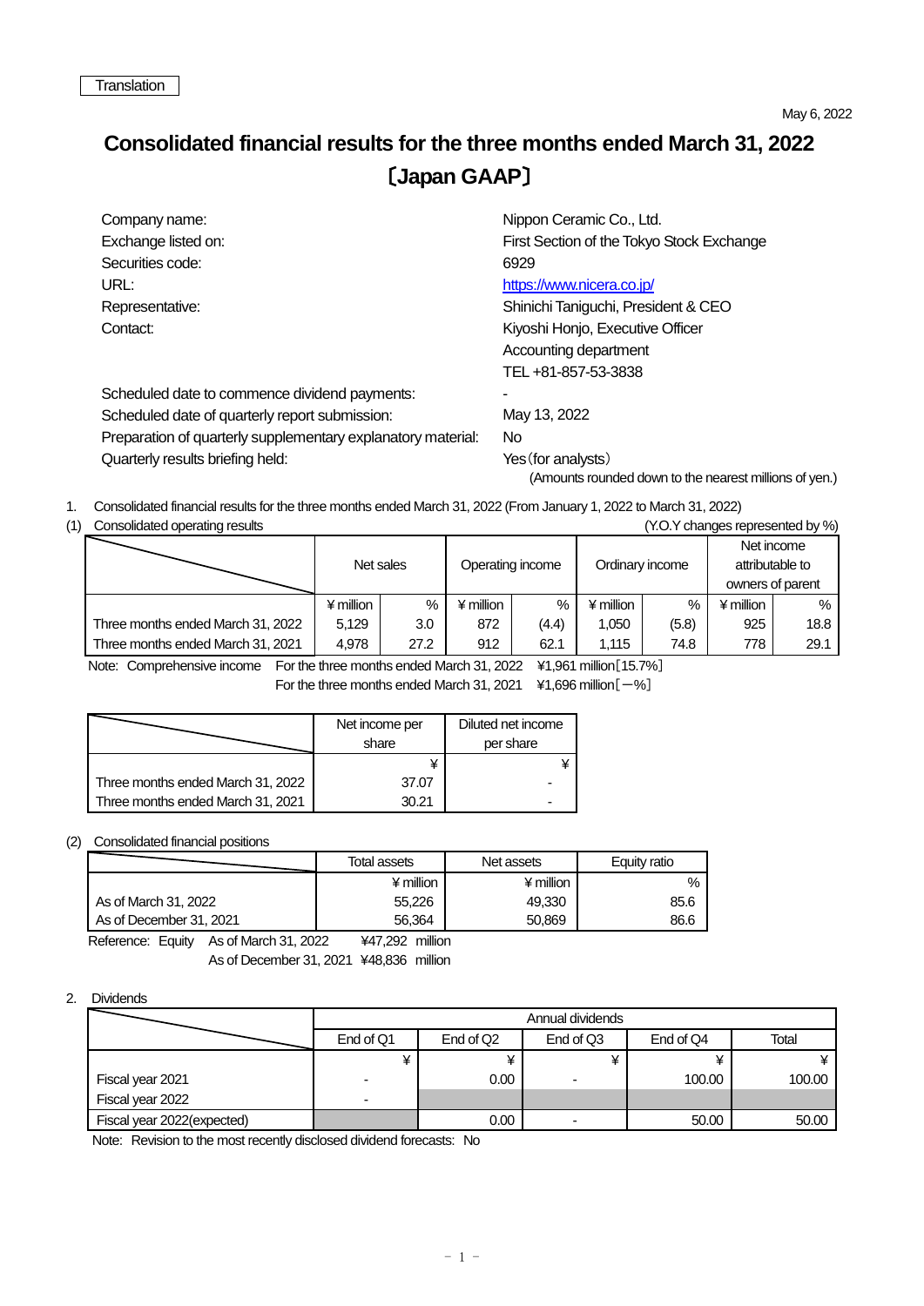Translation

May 6, 2022

# Consolidated financial results for the three months ended March 31, 2022 〔Japan GAAP〕

| | |
|---|---|
| Company name: | Nippon Ceramic Co., Ltd. |
| Exchange listed on: | First Section of the Tokyo Stock Exchange |
| Securities code: | 6929 |
| URL: | https://www.nicera.co.jp/ |
| Representative: | Shinichi Taniguchi, President & CEO |
| Contact: | Kiyoshi Honjo, Executive Officer<br>Accounting department<br>TEL +81-857-53-3838 |
| Scheduled date to commence dividend payments: | - |
| Scheduled date of quarterly report submission: | May 13, 2022 |
| Preparation of quarterly supplementary explanatory material: | No |
| Quarterly results briefing held: | Yes（for analysts） |

(Amounts rounded down to the nearest millions of yen.)

1. Consolidated financial results for the three months ended March 31, 2022 (From January 1, 2022 to March 31, 2022)

(1) Consolidated operating results

(Y.O.Y changes represented by %)

| | Net sales | | Operating income | | Ordinary income | | Net income attributable to owners of parent | |
|---|---|---|---|---|---|---|---|---|
| | ¥ million | % | ¥ million | % | ¥ million | % | ¥ million | % |
| Three months ended March 31, 2022 | 5,129 | 3.0 | 872 | (4.4) | 1,050 | (5.8) | 925 | 18.8 |
| Three months ended March 31, 2021 | 4,978 | 27.2 | 912 | 62.1 | 1,115 | 74.8 | 778 | 29.1 |

Note: Comprehensive income For the three months ended March 31, 2022 ¥1,961 million［15.7%］
For the three months ended March 31, 2021 ¥1,696 million［－%］

| | Net income per share | Diluted net income per share |
|---|---|---|
| | ¥ | ¥ |
| Three months ended March 31, 2022 | 37.07 | - |
| Three months ended March 31, 2021 | 30.21 | - |

(2) Consolidated financial positions

| | Total assets | Net assets | Equity ratio |
|---|---|---|---|
| | ¥ million | ¥ million | % |
| As of March 31, 2022 | 55,226 | 49,330 | 85.6 |
| As of December 31, 2021 | 56,364 | 50,869 | 86.6 |

Reference: Equity As of March 31, 2022 ¥47,292 million
As of December 31, 2021 ¥48,836 million

2. Dividends

| | Annual dividends | | | | |
|---|---|---|---|---|---|
| | End of Q1 | End of Q2 | End of Q3 | End of Q4 | Total |
| | ¥ | ¥ | ¥ | ¥ | ¥ |
| Fiscal year 2021 | - | 0.00 | - | 100.00 | 100.00 |
| Fiscal year 2022 | - | | | | |
| Fiscal year 2022(expected) | | 0.00 | - | 50.00 | 50.00 |

Note: Revision to the most recently disclosed dividend forecasts: No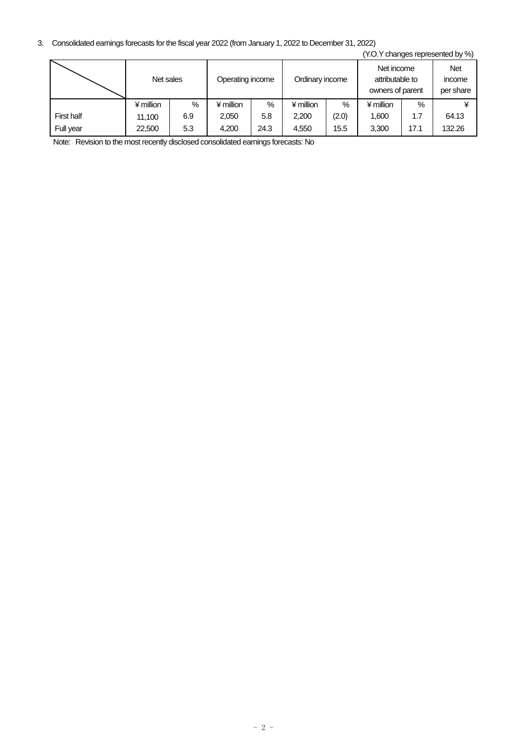3. Consolidated earnings forecasts for the fiscal year 2022 (from January 1, 2022 to December 31, 2022)

(Y.O.Y changes represented by %)

| | Net sales | | Operating income | | Ordinary income | | Net income attributable to owners of parent | | Net income per share |
|---|---|---|---|---|---|---|---|---|---|
| | ¥ million | % | ¥ million | % | ¥ million | % | ¥ million | % | ¥ |
| First half | 11,100 | 6.9 | 2,050 | 5.8 | 2,200 | (2.0) | 1,600 | 1.7 | 64.13 |
| Full year | 22,500 | 5.3 | 4,200 | 24.3 | 4,550 | 15.5 | 3,300 | 17.1 | 132.26 |

Note: Revision to the most recently disclosed consolidated earnings forecasts: No